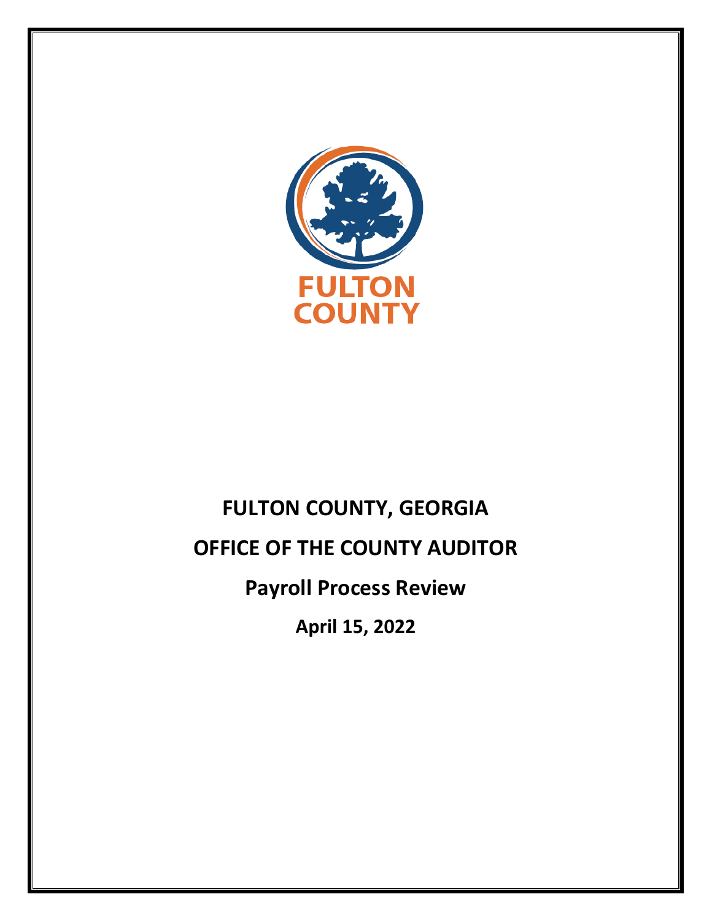FULTON COUNTY

# FULTON COUNTY, GEORGIA

# OFFICE OF THE COUNTY AUDITOR

## Payroll Process Review

**April 15, 2022**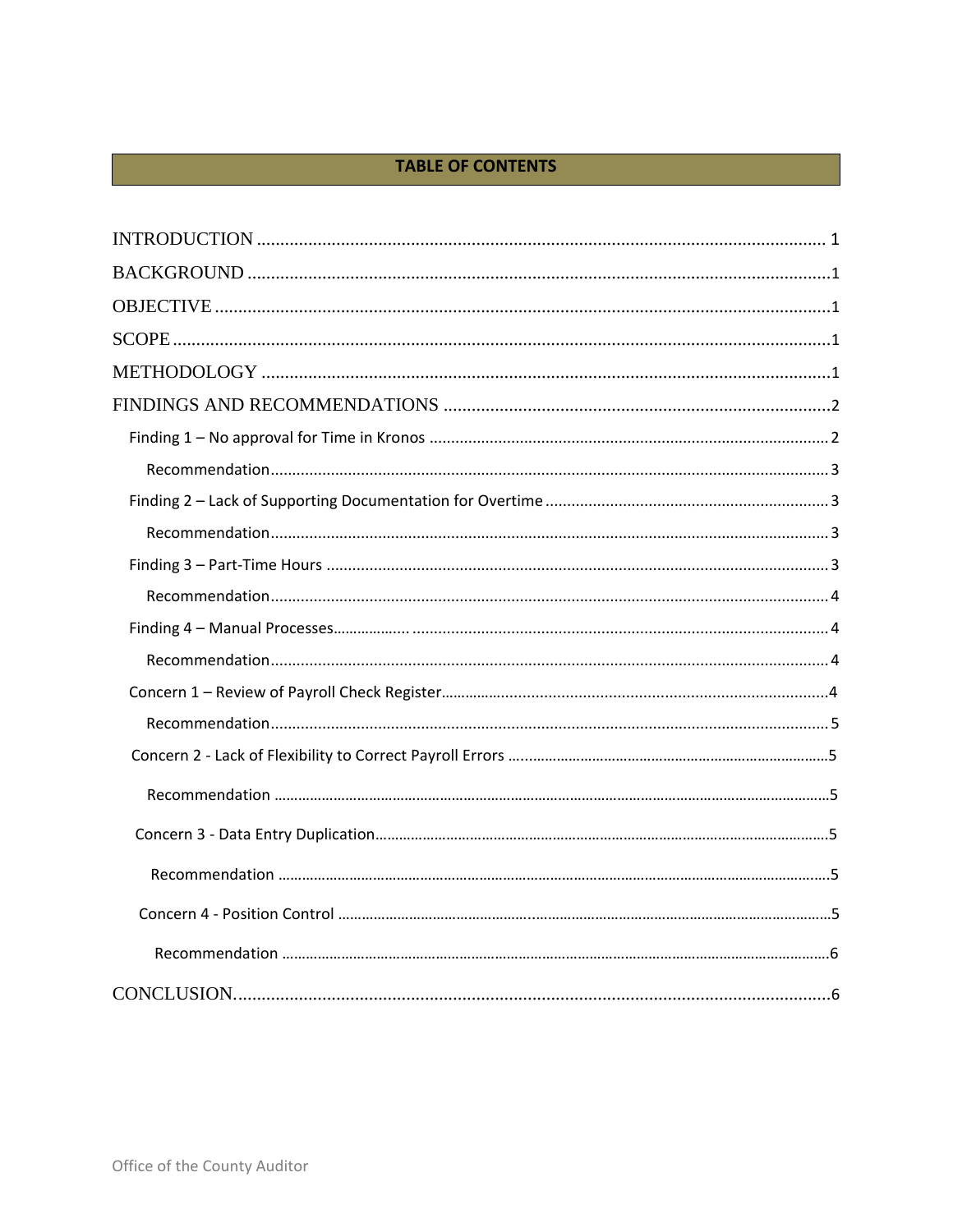# TABLE OF CONTENTS

INTRODUCTION ........................................................................................................................ 1

BACKGROUND ............................................................................................................................1

OBJECTIVE ...................................................................................................................................1

SCOPE ............................................................................................................................................1

METHODOLOGY .........................................................................................................................1

FINDINGS AND RECOMMENDATIONS ..................................................................................2

- Finding 1 – No approval for Time in Kronos ........................................................................... 2
  - Recommendation................................................................................................................ 3
- Finding 2 – Lack of Supporting Documentation for Overtime ................................................. 3
  - Recommendation................................................................................................................ 3
- Finding 3 – Part-Time Hours ................................................................................................... 3
  - Recommendation................................................................................................................ 4
- Finding 4 – Manual Processes.................................................................................................. 4
  - Recommendation................................................................................................................ 4
- Concern 1 – Review of Payroll Check Register.........................................................................4
  - Recommendation................................................................................................................ 5
- Concern 2 - Lack of Flexibility to Correct Payroll Errors ..........................................................5
  - Recommendation ...............................................................................................................5
- Concern 3 - Data Entry Duplication............................................................................................5
  - Recommendation ...............................................................................................................5
- Concern 4 - Position Control .....................................................................................................5
  - Recommendation ...............................................................................................................6

CONCLUSION...............................................................................................................................6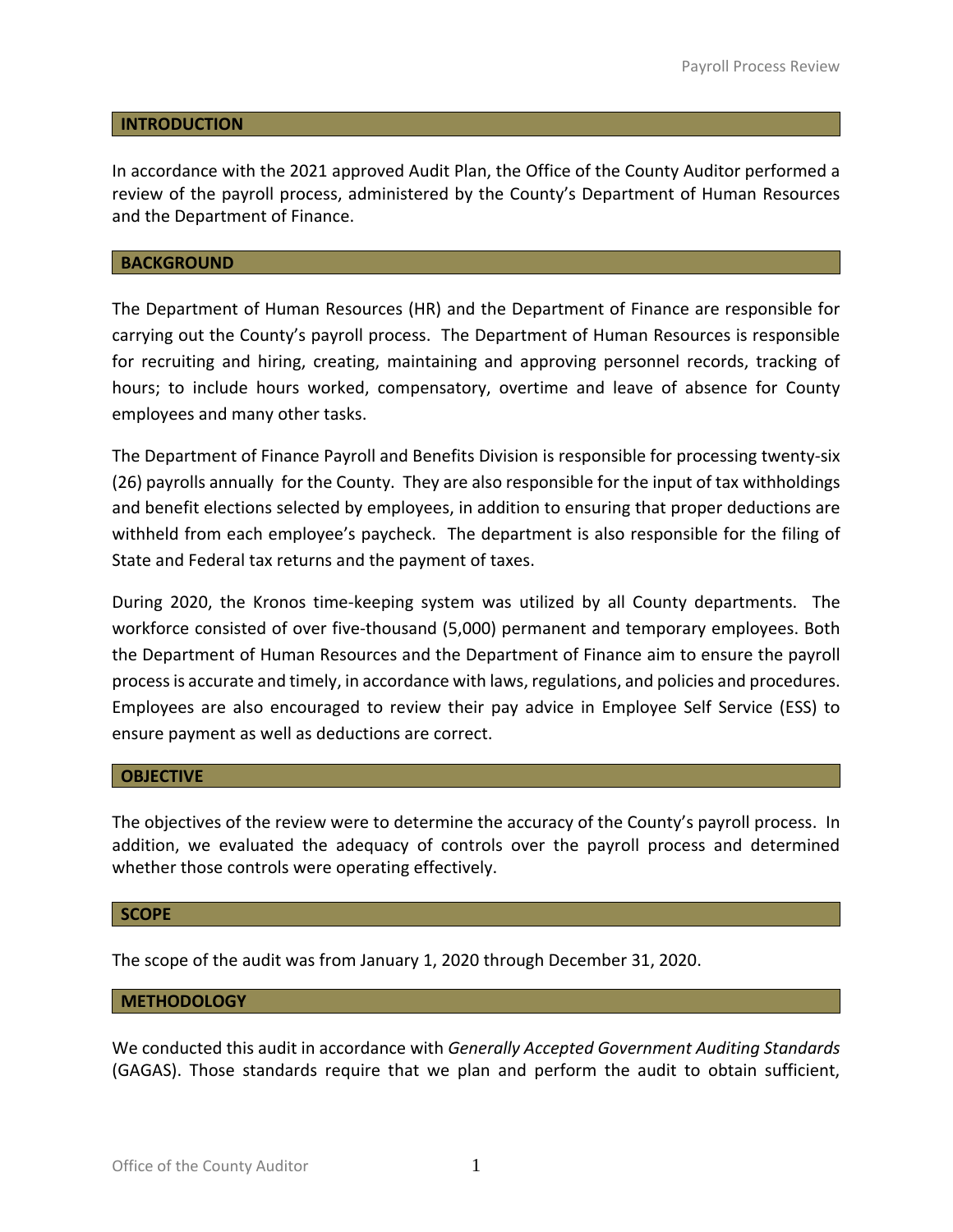## INTRODUCTION

In accordance with the 2021 approved Audit Plan, the Office of the County Auditor performed a review of the payroll process, administered by the County's Department of Human Resources and the Department of Finance.

## BACKGROUND

The Department of Human Resources (HR) and the Department of Finance are responsible for carrying out the County's payroll process. The Department of Human Resources is responsible for recruiting and hiring, creating, maintaining and approving personnel records, tracking of hours; to include hours worked, compensatory, overtime and leave of absence for County employees and many other tasks.

The Department of Finance Payroll and Benefits Division is responsible for processing twenty-six (26) payrolls annually for the County. They are also responsible for the input of tax withholdings and benefit elections selected by employees, in addition to ensuring that proper deductions are withheld from each employee's paycheck. The department is also responsible for the filing of State and Federal tax returns and the payment of taxes.

During 2020, the Kronos time-keeping system was utilized by all County departments. The workforce consisted of over five-thousand (5,000) permanent and temporary employees. Both the Department of Human Resources and the Department of Finance aim to ensure the payroll process is accurate and timely, in accordance with laws, regulations, and policies and procedures. Employees are also encouraged to review their pay advice in Employee Self Service (ESS) to ensure payment as well as deductions are correct.

## OBJECTIVE

The objectives of the review were to determine the accuracy of the County's payroll process. In addition, we evaluated the adequacy of controls over the payroll process and determined whether those controls were operating effectively.

## SCOPE

The scope of the audit was from January 1, 2020 through December 31, 2020.

## METHODOLOGY

We conducted this audit in accordance with *Generally Accepted Government Auditing Standards* (GAGAS). Those standards require that we plan and perform the audit to obtain sufficient,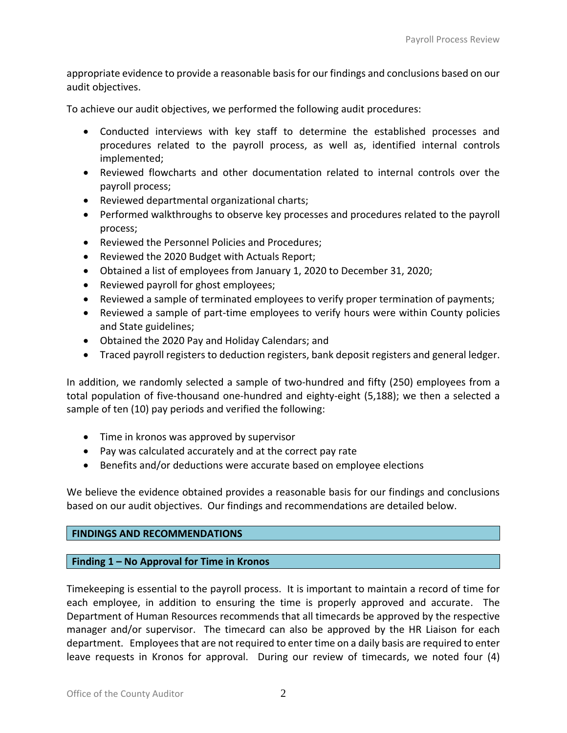appropriate evidence to provide a reasonable basis for our findings and conclusions based on our audit objectives.

To achieve our audit objectives, we performed the following audit procedures:

- Conducted interviews with key staff to determine the established processes and procedures related to the payroll process, as well as, identified internal controls implemented;
- Reviewed flowcharts and other documentation related to internal controls over the payroll process;
- Reviewed departmental organizational charts;
- Performed walkthroughs to observe key processes and procedures related to the payroll process;
- Reviewed the Personnel Policies and Procedures;
- Reviewed the 2020 Budget with Actuals Report;
- Obtained a list of employees from January 1, 2020 to December 31, 2020;
- Reviewed payroll for ghost employees;
- Reviewed a sample of terminated employees to verify proper termination of payments;
- Reviewed a sample of part-time employees to verify hours were within County policies and State guidelines;
- Obtained the 2020 Pay and Holiday Calendars; and
- Traced payroll registers to deduction registers, bank deposit registers and general ledger.

In addition, we randomly selected a sample of two-hundred and fifty (250) employees from a total population of five-thousand one-hundred and eighty-eight (5,188); we then a selected a sample of ten (10) pay periods and verified the following:

- Time in kronos was approved by supervisor
- Pay was calculated accurately and at the correct pay rate
- Benefits and/or deductions were accurate based on employee elections

We believe the evidence obtained provides a reasonable basis for our findings and conclusions based on our audit objectives. Our findings and recommendations are detailed below.

## FINDINGS AND RECOMMENDATIONS

### Finding 1 – No Approval for Time in Kronos

Timekeeping is essential to the payroll process. It is important to maintain a record of time for each employee, in addition to ensuring the time is properly approved and accurate. The Department of Human Resources recommends that all timecards be approved by the respective manager and/or supervisor. The timecard can also be approved by the HR Liaison for each department. Employees that are not required to enter time on a daily basis are required to enter leave requests in Kronos for approval. During our review of timecards, we noted four (4)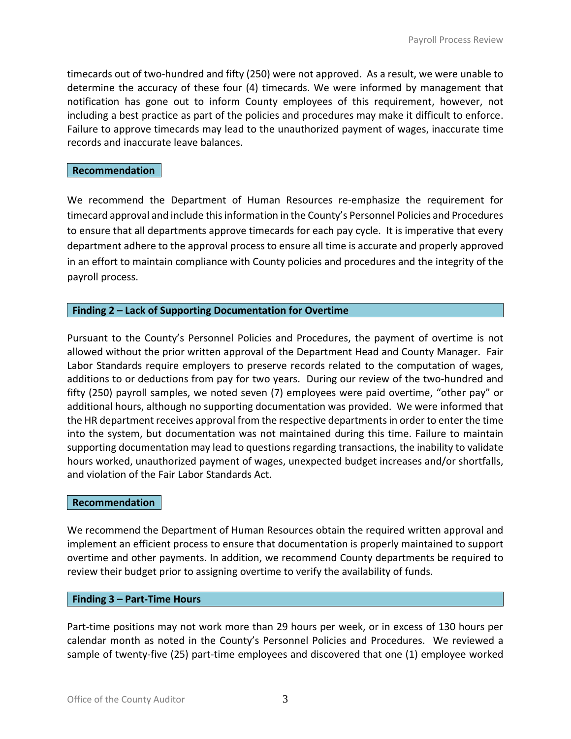timecards out of two-hundred and fifty (250) were not approved. As a result, we were unable to determine the accuracy of these four (4) timecards. We were informed by management that notification has gone out to inform County employees of this requirement, however, not including a best practice as part of the policies and procedures may make it difficult to enforce. Failure to approve timecards may lead to the unauthorized payment of wages, inaccurate time records and inaccurate leave balances.

**Recommendation**

We recommend the Department of Human Resources re-emphasize the requirement for timecard approval and include this information in the County's Personnel Policies and Procedures to ensure that all departments approve timecards for each pay cycle. It is imperative that every department adhere to the approval process to ensure all time is accurate and properly approved in an effort to maintain compliance with County policies and procedures and the integrity of the payroll process.

## Finding 2 – Lack of Supporting Documentation for Overtime

Pursuant to the County's Personnel Policies and Procedures, the payment of overtime is not allowed without the prior written approval of the Department Head and County Manager. Fair Labor Standards require employers to preserve records related to the computation of wages, additions to or deductions from pay for two years. During our review of the two-hundred and fifty (250) payroll samples, we noted seven (7) employees were paid overtime, "other pay" or additional hours, although no supporting documentation was provided. We were informed that the HR department receives approval from the respective departments in order to enter the time into the system, but documentation was not maintained during this time. Failure to maintain supporting documentation may lead to questions regarding transactions, the inability to validate hours worked, unauthorized payment of wages, unexpected budget increases and/or shortfalls, and violation of the Fair Labor Standards Act.

**Recommendation**

We recommend the Department of Human Resources obtain the required written approval and implement an efficient process to ensure that documentation is properly maintained to support overtime and other payments. In addition, we recommend County departments be required to review their budget prior to assigning overtime to verify the availability of funds.

## Finding 3 – Part-Time Hours

Part-time positions may not work more than 29 hours per week, or in excess of 130 hours per calendar month as noted in the County's Personnel Policies and Procedures. We reviewed a sample of twenty-five (25) part-time employees and discovered that one (1) employee worked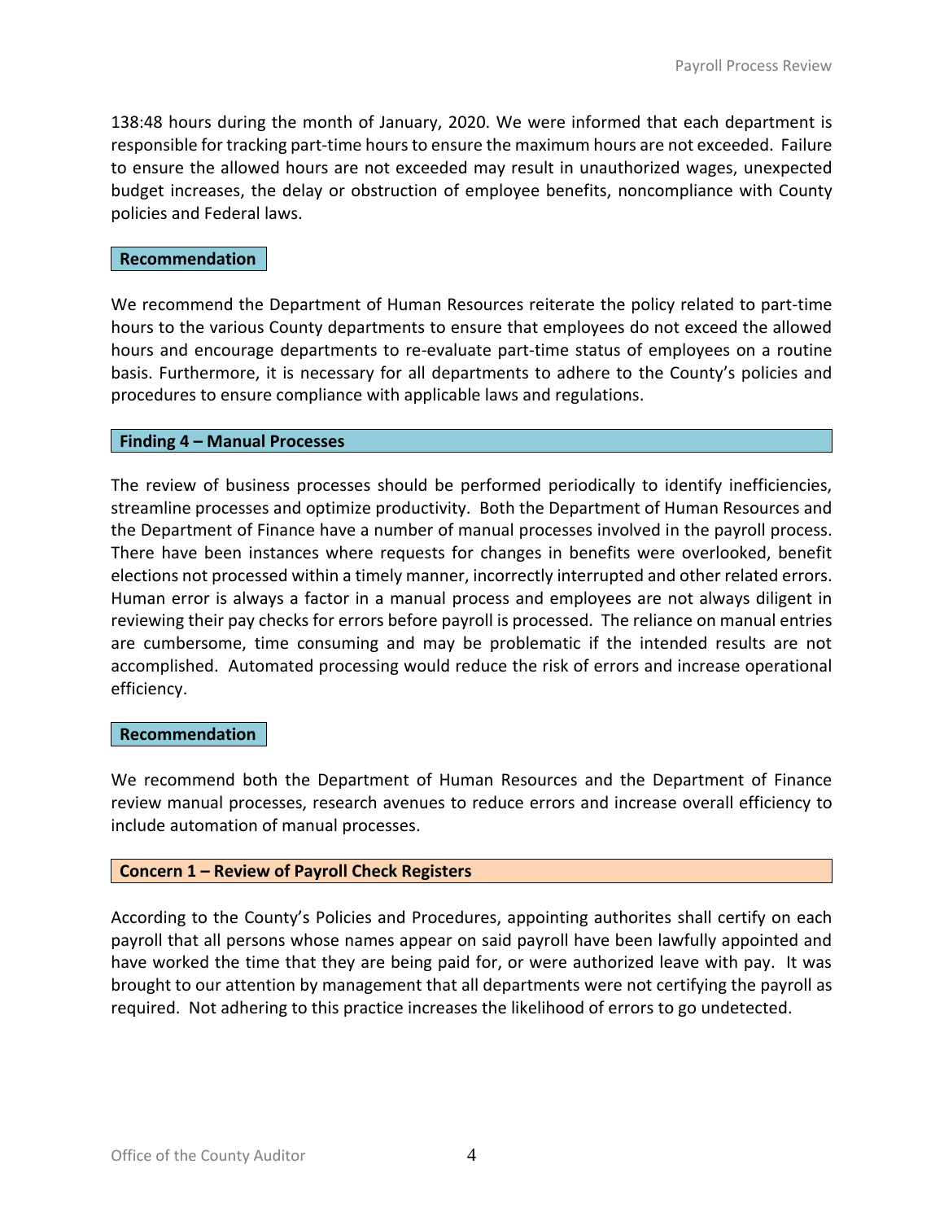138:48 hours during the month of January, 2020. We were informed that each department is responsible for tracking part-time hours to ensure the maximum hours are not exceeded. Failure to ensure the allowed hours are not exceeded may result in unauthorized wages, unexpected budget increases, the delay or obstruction of employee benefits, noncompliance with County policies and Federal laws.

### Recommendation

We recommend the Department of Human Resources reiterate the policy related to part-time hours to the various County departments to ensure that employees do not exceed the allowed hours and encourage departments to re-evaluate part-time status of employees on a routine basis. Furthermore, it is necessary for all departments to adhere to the County's policies and procedures to ensure compliance with applicable laws and regulations.

### Finding 4 – Manual Processes

The review of business processes should be performed periodically to identify inefficiencies, streamline processes and optimize productivity. Both the Department of Human Resources and the Department of Finance have a number of manual processes involved in the payroll process. There have been instances where requests for changes in benefits were overlooked, benefit elections not processed within a timely manner, incorrectly interrupted and other related errors. Human error is always a factor in a manual process and employees are not always diligent in reviewing their pay checks for errors before payroll is processed. The reliance on manual entries are cumbersome, time consuming and may be problematic if the intended results are not accomplished. Automated processing would reduce the risk of errors and increase operational efficiency.

### Recommendation

We recommend both the Department of Human Resources and the Department of Finance review manual processes, research avenues to reduce errors and increase overall efficiency to include automation of manual processes.

### Concern 1 – Review of Payroll Check Registers

According to the County's Policies and Procedures, appointing authorites shall certify on each payroll that all persons whose names appear on said payroll have been lawfully appointed and have worked the time that they are being paid for, or were authorized leave with pay. It was brought to our attention by management that all departments were not certifying the payroll as required. Not adhering to this practice increases the likelihood of errors to go undetected.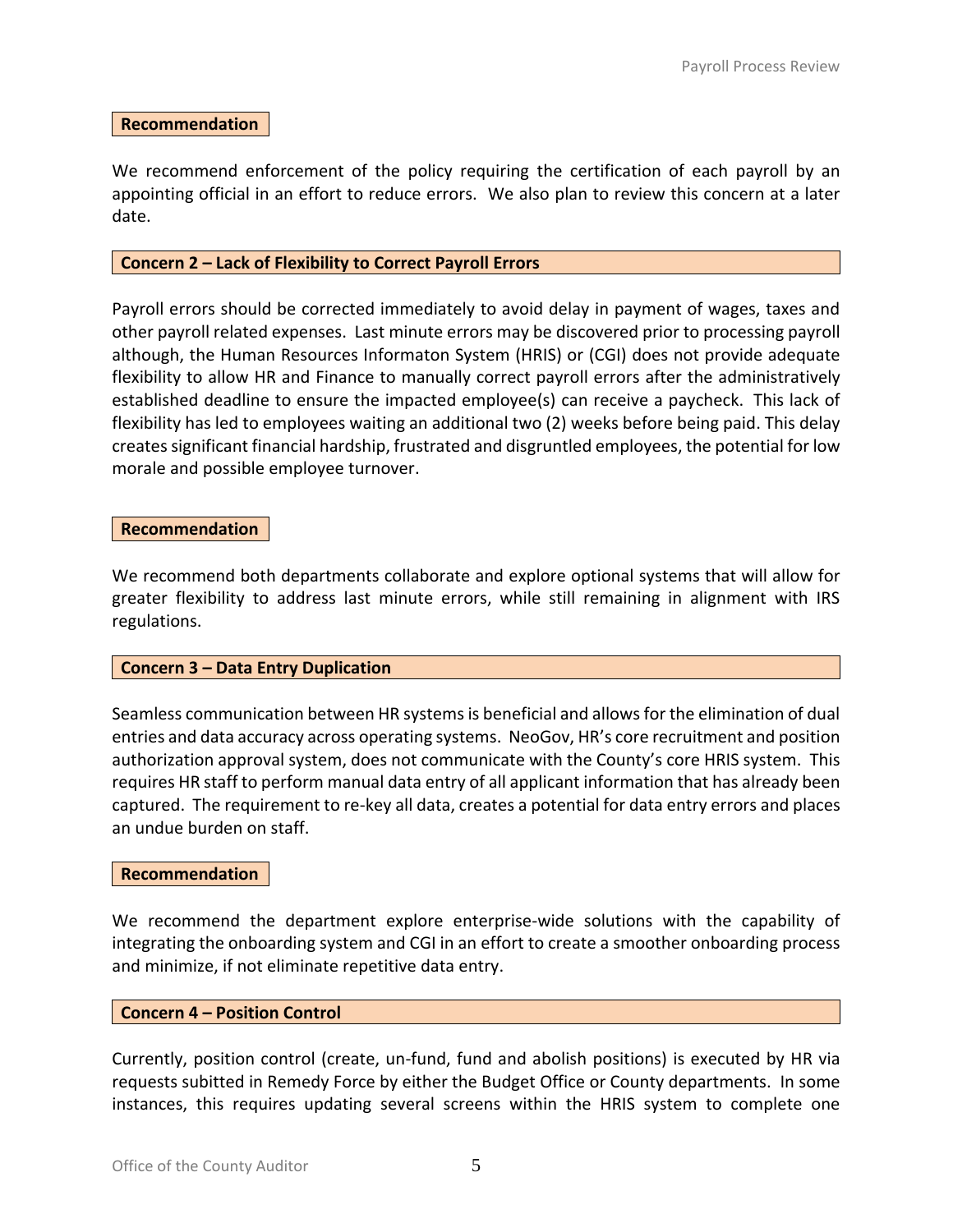### Recommendation

We recommend enforcement of the policy requiring the certification of each payroll by an appointing official in an effort to reduce errors. We also plan to review this concern at a later date.

### Concern 2 – Lack of Flexibility to Correct Payroll Errors

Payroll errors should be corrected immediately to avoid delay in payment of wages, taxes and other payroll related expenses. Last minute errors may be discovered prior to processing payroll although, the Human Resources Informaton System (HRIS) or (CGI) does not provide adequate flexibility to allow HR and Finance to manually correct payroll errors after the administratively established deadline to ensure the impacted employee(s) can receive a paycheck. This lack of flexibility has led to employees waiting an additional two (2) weeks before being paid. This delay creates significant financial hardship, frustrated and disgruntled employees, the potential for low morale and possible employee turnover.

### Recommendation

We recommend both departments collaborate and explore optional systems that will allow for greater flexibility to address last minute errors, while still remaining in alignment with IRS regulations.

### Concern 3 – Data Entry Duplication

Seamless communication between HR systems is beneficial and allows for the elimination of dual entries and data accuracy across operating systems. NeoGov, HR's core recruitment and position authorization approval system, does not communicate with the County's core HRIS system. This requires HR staff to perform manual data entry of all applicant information that has already been captured. The requirement to re-key all data, creates a potential for data entry errors and places an undue burden on staff.

### Recommendation

We recommend the department explore enterprise-wide solutions with the capability of integrating the onboarding system and CGI in an effort to create a smoother onboarding process and minimize, if not eliminate repetitive data entry.

### Concern 4 – Position Control

Currently, position control (create, un-fund, fund and abolish positions) is executed by HR via requests subitted in Remedy Force by either the Budget Office or County departments. In some instances, this requires updating several screens within the HRIS system to complete one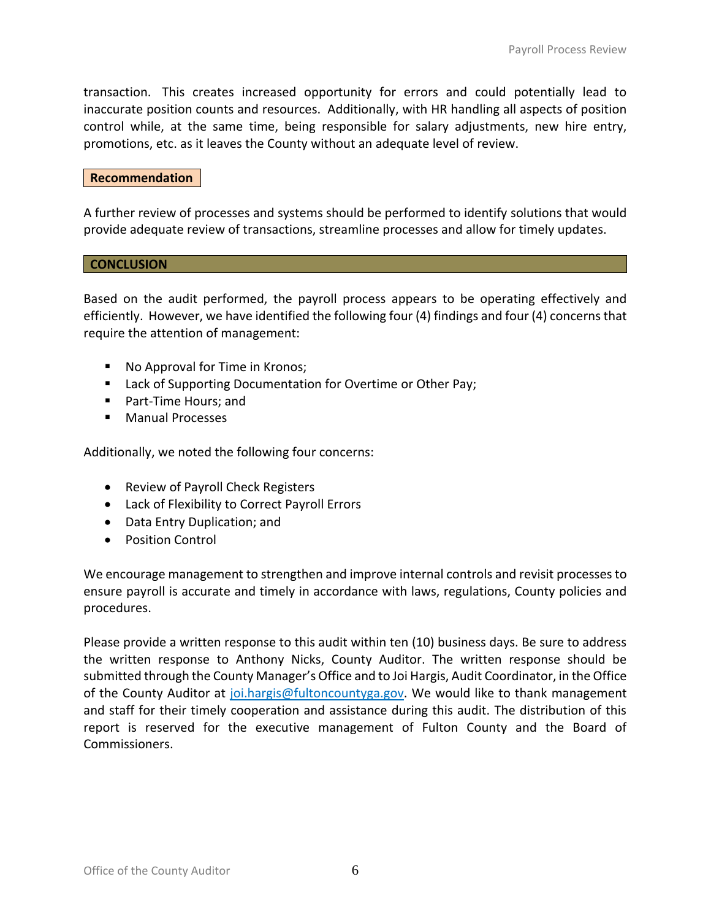transaction. This creates increased opportunity for errors and could potentially lead to inaccurate position counts and resources. Additionally, with HR handling all aspects of position control while, at the same time, being responsible for salary adjustments, new hire entry, promotions, etc. as it leaves the County without an adequate level of review.

**Recommendation**

A further review of processes and systems should be performed to identify solutions that would provide adequate review of transactions, streamline processes and allow for timely updates.

## CONCLUSION

Based on the audit performed, the payroll process appears to be operating effectively and efficiently. However, we have identified the following four (4) findings and four (4) concerns that require the attention of management:

- No Approval for Time in Kronos;
- Lack of Supporting Documentation for Overtime or Other Pay;
- Part-Time Hours; and
- Manual Processes

Additionally, we noted the following four concerns:

- Review of Payroll Check Registers
- Lack of Flexibility to Correct Payroll Errors
- Data Entry Duplication; and
- Position Control

We encourage management to strengthen and improve internal controls and revisit processes to ensure payroll is accurate and timely in accordance with laws, regulations, County policies and procedures.

Please provide a written response to this audit within ten (10) business days. Be sure to address the written response to Anthony Nicks, County Auditor. The written response should be submitted through the County Manager's Office and to Joi Hargis, Audit Coordinator, in the Office of the County Auditor at joi.hargis@fultoncountyga.gov. We would like to thank management and staff for their timely cooperation and assistance during this audit. The distribution of this report is reserved for the executive management of Fulton County and the Board of Commissioners.